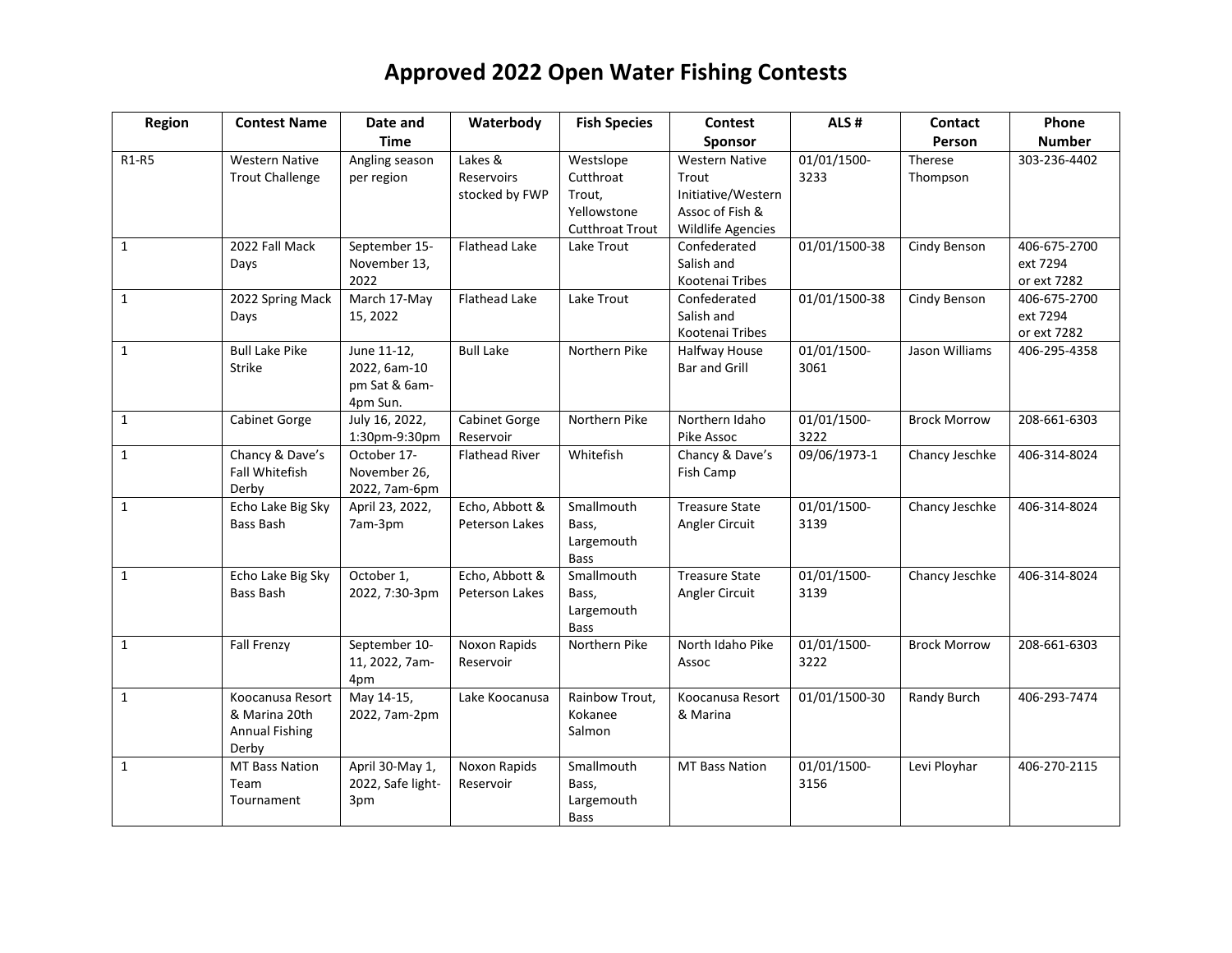# Approved 2022 Open Water Fishing Contests

| Region | Contest Name | Date and Time | Waterbody | Fish Species | Contest Sponsor | ALS # | Contact Person | Phone Number |
|---|---|---|---|---|---|---|---|---|
| R1-R5 | Western Native Trout Challenge | Angling season per region | Lakes & Reservoirs stocked by FWP | Westslope Cutthroat Trout, Yellowstone Cutthroat Trout | Western Native Trout Initiative/Western Assoc of Fish & Wildlife Agencies | 01/01/1500-3233 | Therese Thompson | 303-236-4402 |
| 1 | 2022 Fall Mack Days | September 15-November 13, 2022 | Flathead Lake | Lake Trout | Confederated Salish and Kootenai Tribes | 01/01/1500-38 | Cindy Benson | 406-675-2700 ext 7294 or ext 7282 |
| 1 | 2022 Spring Mack Days | March 17-May 15, 2022 | Flathead Lake | Lake Trout | Confederated Salish and Kootenai Tribes | 01/01/1500-38 | Cindy Benson | 406-675-2700 ext 7294 or ext 7282 |
| 1 | Bull Lake Pike Strike | June 11-12, 2022, 6am-10 pm Sat & 6am-4pm Sun. | Bull Lake | Northern Pike | Halfway House Bar and Grill | 01/01/1500-3061 | Jason Williams | 406-295-4358 |
| 1 | Cabinet Gorge | July 16, 2022, 1:30pm-9:30pm | Cabinet Gorge Reservoir | Northern Pike | Northern Idaho Pike Assoc | 01/01/1500-3222 | Brock Morrow | 208-661-6303 |
| 1 | Chancy & Dave's Fall Whitefish Derby | October 17-November 26, 2022, 7am-6pm | Flathead River | Whitefish | Chancy & Dave's Fish Camp | 09/06/1973-1 | Chancy Jeschke | 406-314-8024 |
| 1 | Echo Lake Big Sky Bass Bash | April 23, 2022, 7am-3pm | Echo, Abbott & Peterson Lakes | Smallmouth Bass, Largemouth Bass | Treasure State Angler Circuit | 01/01/1500-3139 | Chancy Jeschke | 406-314-8024 |
| 1 | Echo Lake Big Sky Bass Bash | October 1, 2022, 7:30-3pm | Echo, Abbott & Peterson Lakes | Smallmouth Bass, Largemouth Bass | Treasure State Angler Circuit | 01/01/1500-3139 | Chancy Jeschke | 406-314-8024 |
| 1 | Fall Frenzy | September 10-11, 2022, 7am-4pm | Noxon Rapids Reservoir | Northern Pike | North Idaho Pike Assoc | 01/01/1500-3222 | Brock Morrow | 208-661-6303 |
| 1 | Koocanusa Resort & Marina 20th Annual Fishing Derby | May 14-15, 2022, 7am-2pm | Lake Koocanusa | Rainbow Trout, Kokanee Salmon | Koocanusa Resort & Marina | 01/01/1500-30 | Randy Burch | 406-293-7474 |
| 1 | MT Bass Nation Team Tournament | April 30-May 1, 2022, Safe light-3pm | Noxon Rapids Reservoir | Smallmouth Bass, Largemouth Bass | MT Bass Nation | 01/01/1500-3156 | Levi Ployhar | 406-270-2115 |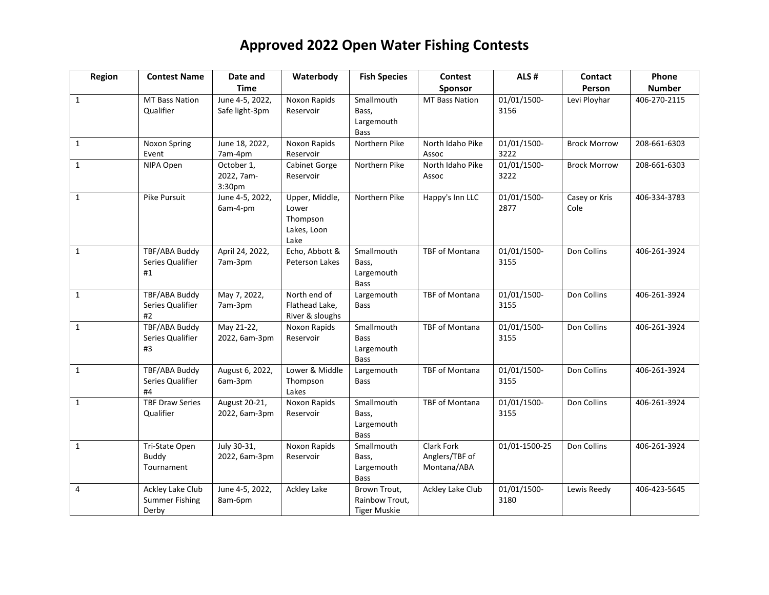# Approved 2022 Open Water Fishing Contests

| Region | Contest Name | Date and Time | Waterbody | Fish Species | Contest Sponsor | ALS # | Contact Person | Phone Number |
|---|---|---|---|---|---|---|---|---|
| 1 | MT Bass Nation Qualifier | June 4-5, 2022, Safe light-3pm | Noxon Rapids Reservoir | Smallmouth Bass, Largemouth Bass | MT Bass Nation | 01/01/1500-3156 | Levi Ployhar | 406-270-2115 |
| 1 | Noxon Spring Event | June 18, 2022, 7am-4pm | Noxon Rapids Reservoir | Northern Pike | North Idaho Pike Assoc | 01/01/1500-3222 | Brock Morrow | 208-661-6303 |
| 1 | NIPA Open | October 1, 2022, 7am-3:30pm | Cabinet Gorge Reservoir | Northern Pike | North Idaho Pike Assoc | 01/01/1500-3222 | Brock Morrow | 208-661-6303 |
| 1 | Pike Pursuit | June 4-5, 2022, 6am-4-pm | Upper, Middle, Lower Thompson Lakes, Loon Lake | Northern Pike | Happy's Inn LLC | 01/01/1500-2877 | Casey or Kris Cole | 406-334-3783 |
| 1 | TBF/ABA Buddy Series Qualifier #1 | April 24, 2022, 7am-3pm | Echo, Abbott & Peterson Lakes | Smallmouth Bass, Largemouth Bass | TBF of Montana | 01/01/1500-3155 | Don Collins | 406-261-3924 |
| 1 | TBF/ABA Buddy Series Qualifier #2 | May 7, 2022, 7am-3pm | North end of Flathead Lake, River & sloughs | Largemouth Bass | TBF of Montana | 01/01/1500-3155 | Don Collins | 406-261-3924 |
| 1 | TBF/ABA Buddy Series Qualifier #3 | May 21-22, 2022, 6am-3pm | Noxon Rapids Reservoir | Smallmouth Bass Largemouth Bass | TBF of Montana | 01/01/1500-3155 | Don Collins | 406-261-3924 |
| 1 | TBF/ABA Buddy Series Qualifier #4 | August 6, 2022, 6am-3pm | Lower & Middle Thompson Lakes | Largemouth Bass | TBF of Montana | 01/01/1500-3155 | Don Collins | 406-261-3924 |
| 1 | TBF Draw Series Qualifier | August 20-21, 2022, 6am-3pm | Noxon Rapids Reservoir | Smallmouth Bass, Largemouth Bass | TBF of Montana | 01/01/1500-3155 | Don Collins | 406-261-3924 |
| 1 | Tri-State Open Buddy Tournament | July 30-31, 2022, 6am-3pm | Noxon Rapids Reservoir | Smallmouth Bass, Largemouth Bass | Clark Fork Anglers/TBF of Montana/ABA | 01/01-1500-25 | Don Collins | 406-261-3924 |
| 4 | Ackley Lake Club Summer Fishing Derby | June 4-5, 2022, 8am-6pm | Ackley Lake | Brown Trout, Rainbow Trout, Tiger Muskie | Ackley Lake Club | 01/01/1500-3180 | Lewis Reedy | 406-423-5645 |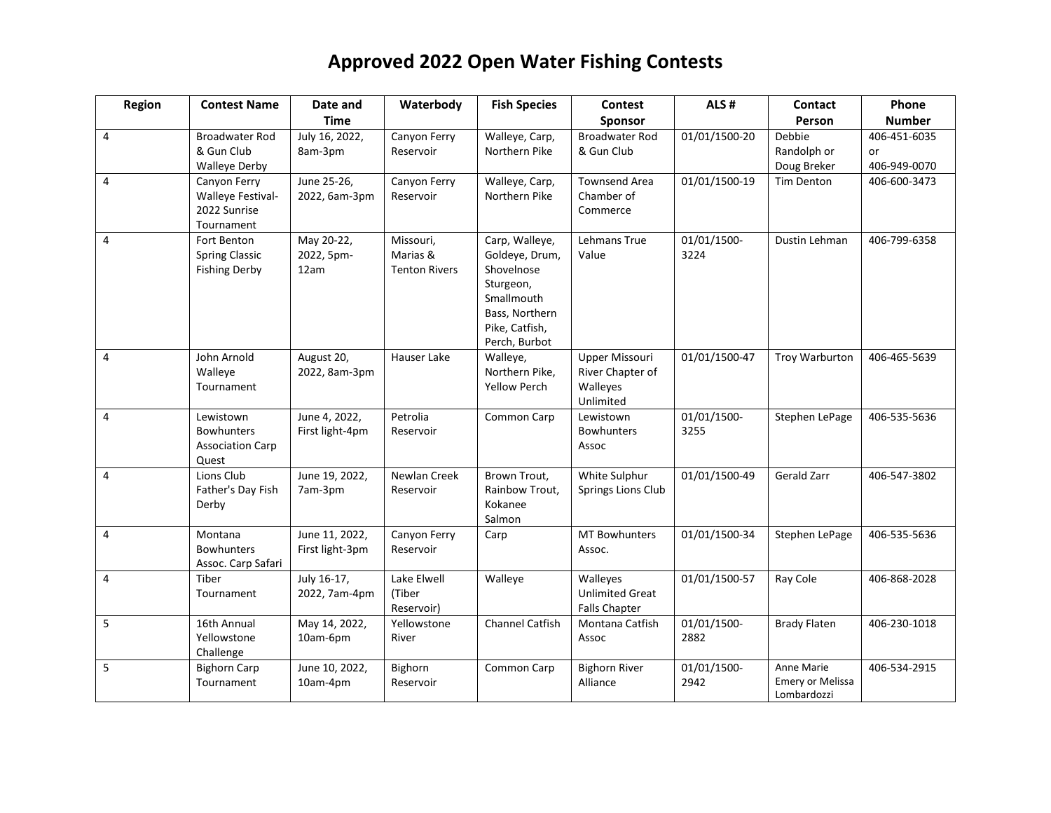# Approved 2022 Open Water Fishing Contests

| Region | Contest Name | Date and Time | Waterbody | Fish Species | Contest Sponsor | ALS # | Contact Person | Phone Number |
|---|---|---|---|---|---|---|---|---|
| 4 | Broadwater Rod & Gun Club Walleye Derby | July 16, 2022, 8am-3pm | Canyon Ferry Reservoir | Walleye, Carp, Northern Pike | Broadwater Rod & Gun Club | 01/01/1500-20 | Debbie Randolph or Doug Breker | 406-451-6035 or 406-949-0070 |
| 4 | Canyon Ferry Walleye Festival-2022 Sunrise Tournament | June 25-26, 2022, 6am-3pm | Canyon Ferry Reservoir | Walleye, Carp, Northern Pike | Townsend Area Chamber of Commerce | 01/01/1500-19 | Tim Denton | 406-600-3473 |
| 4 | Fort Benton Spring Classic Fishing Derby | May 20-22, 2022, 5pm-12am | Missouri, Marias & Tenton Rivers | Carp, Walleye, Goldeye, Drum, Shovelnose Sturgeon, Smallmouth Bass, Northern Pike, Catfish, Perch, Burbot | Lehmans True Value | 01/01/1500-3224 | Dustin Lehman | 406-799-6358 |
| 4 | John Arnold Walleye Tournament | August 20, 2022, 8am-3pm | Hauser Lake | Walleye, Northern Pike, Yellow Perch | Upper Missouri River Chapter of Walleyes Unlimited | 01/01/1500-47 | Troy Warburton | 406-465-5639 |
| 4 | Lewistown Bowhunters Association Carp Quest | June 4, 2022, First light-4pm | Petrolia Reservoir | Common Carp | Lewistown Bowhunters Assoc | 01/01/1500-3255 | Stephen LePage | 406-535-5636 |
| 4 | Lions Club Father's Day Fish Derby | June 19, 2022, 7am-3pm | Newlan Creek Reservoir | Brown Trout, Rainbow Trout, Kokanee Salmon | White Sulphur Springs Lions Club | 01/01/1500-49 | Gerald Zarr | 406-547-3802 |
| 4 | Montana Bowhunters Assoc. Carp Safari | June 11, 2022, First light-3pm | Canyon Ferry Reservoir | Carp | MT Bowhunters Assoc. | 01/01/1500-34 | Stephen LePage | 406-535-5636 |
| 4 | Tiber Tournament | July 16-17, 2022, 7am-4pm | Lake Elwell (Tiber Reservoir) | Walleye | Walleyes Unlimited Great Falls Chapter | 01/01/1500-57 | Ray Cole | 406-868-2028 |
| 5 | 16th Annual Yellowstone Challenge | May 14, 2022, 10am-6pm | Yellowstone River | Channel Catfish | Montana Catfish Assoc | 01/01/1500-2882 | Brady Flaten | 406-230-1018 |
| 5 | Bighorn Carp Tournament | June 10, 2022, 10am-4pm | Bighorn Reservoir | Common Carp | Bighorn River Alliance | 01/01/1500-2942 | Anne Marie Emery or Melissa Lombardozzi | 406-534-2915 |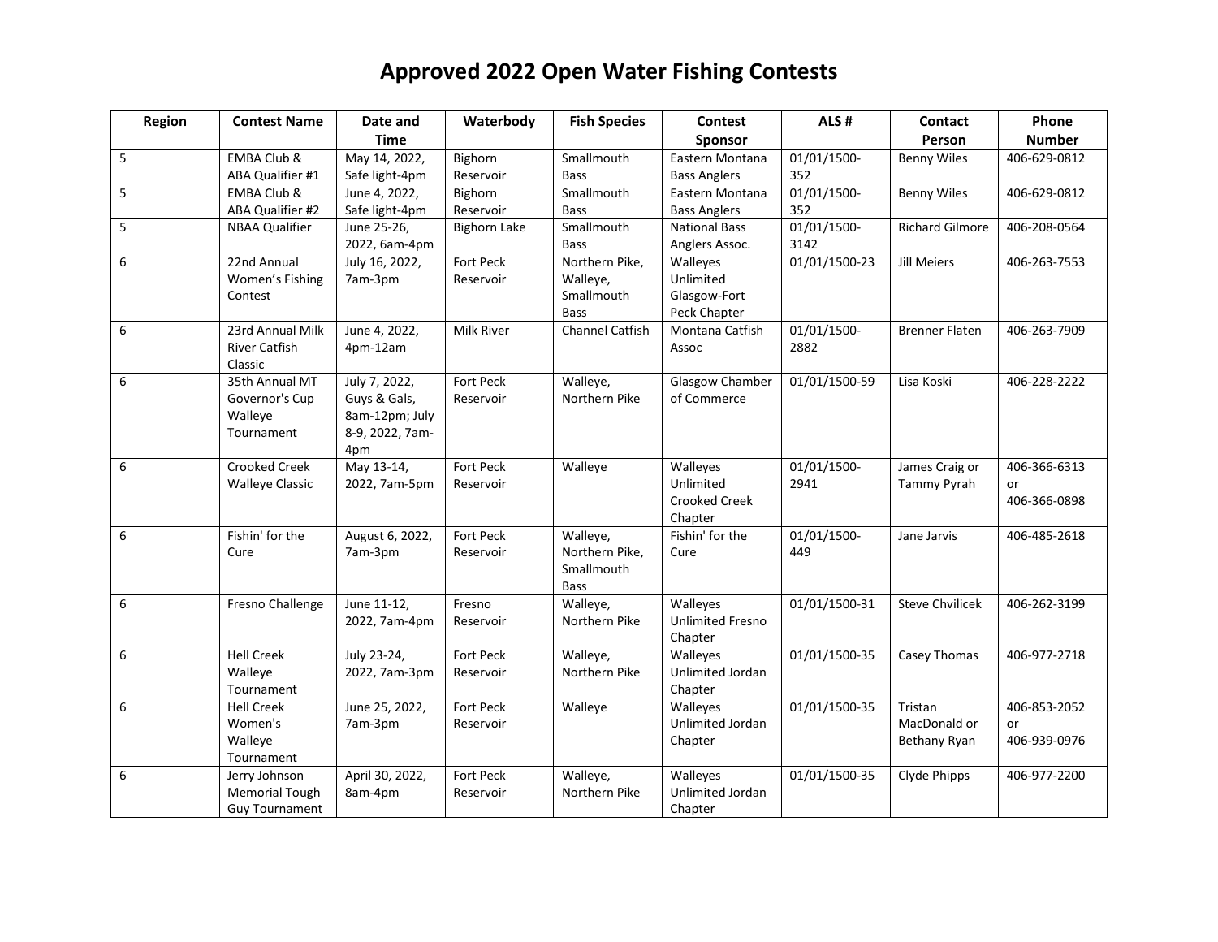# Approved 2022 Open Water Fishing Contests

| Region | Contest Name | Date and Time | Waterbody | Fish Species | Contest Sponsor | ALS # | Contact Person | Phone Number |
|---|---|---|---|---|---|---|---|---|
| 5 | EMBA Club & ABA Qualifier #1 | May 14, 2022, Safe light-4pm | Bighorn Reservoir | Smallmouth Bass | Eastern Montana Bass Anglers | 01/01/1500-352 | Benny Wiles | 406-629-0812 |
| 5 | EMBA Club & ABA Qualifier #2 | June 4, 2022, Safe light-4pm | Bighorn Reservoir | Smallmouth Bass | Eastern Montana Bass Anglers | 01/01/1500-352 | Benny Wiles | 406-629-0812 |
| 5 | NBAA Qualifier | June 25-26, 2022, 6am-4pm | Bighorn Lake | Smallmouth Bass | National Bass Anglers Assoc. | 01/01/1500-3142 | Richard Gilmore | 406-208-0564 |
| 6 | 22nd Annual Women's Fishing Contest | July 16, 2022, 7am-3pm | Fort Peck Reservoir | Northern Pike, Walleye, Smallmouth Bass | Walleyes Unlimited Glasgow-Fort Peck Chapter | 01/01/1500-23 | Jill Meiers | 406-263-7553 |
| 6 | 23rd Annual Milk River Catfish Classic | June 4, 2022, 4pm-12am | Milk River | Channel Catfish | Montana Catfish Assoc | 01/01/1500-2882 | Brenner Flaten | 406-263-7909 |
| 6 | 35th Annual MT Governor's Cup Walleye Tournament | July 7, 2022, Guys & Gals, 8am-12pm; July 8-9, 2022, 7am-4pm | Fort Peck Reservoir | Walleye, Northern Pike | Glasgow Chamber of Commerce | 01/01/1500-59 | Lisa Koski | 406-228-2222 |
| 6 | Crooked Creek Walleye Classic | May 13-14, 2022, 7am-5pm | Fort Peck Reservoir | Walleye | Walleyes Unlimited Crooked Creek Chapter | 01/01/1500-2941 | James Craig or Tammy Pyrah | 406-366-6313 or 406-366-0898 |
| 6 | Fishin' for the Cure | August 6, 2022, 7am-3pm | Fort Peck Reservoir | Walleye, Northern Pike, Smallmouth Bass | Fishin' for the Cure | 01/01/1500-449 | Jane Jarvis | 406-485-2618 |
| 6 | Fresno Challenge | June 11-12, 2022, 7am-4pm | Fresno Reservoir | Walleye, Northern Pike | Walleyes Unlimited Fresno Chapter | 01/01/1500-31 | Steve Chvilicek | 406-262-3199 |
| 6 | Hell Creek Walleye Tournament | July 23-24, 2022, 7am-3pm | Fort Peck Reservoir | Walleye, Northern Pike | Walleyes Unlimited Jordan Chapter | 01/01/1500-35 | Casey Thomas | 406-977-2718 |
| 6 | Hell Creek Women's Walleye Tournament | June 25, 2022, 7am-3pm | Fort Peck Reservoir | Walleye | Walleyes Unlimited Jordan Chapter | 01/01/1500-35 | Tristan MacDonald or Bethany Ryan | 406-853-2052 or 406-939-0976 |
| 6 | Jerry Johnson Memorial Tough Guy Tournament | April 30, 2022, 8am-4pm | Fort Peck Reservoir | Walleye, Northern Pike | Walleyes Unlimited Jordan Chapter | 01/01/1500-35 | Clyde Phipps | 406-977-2200 |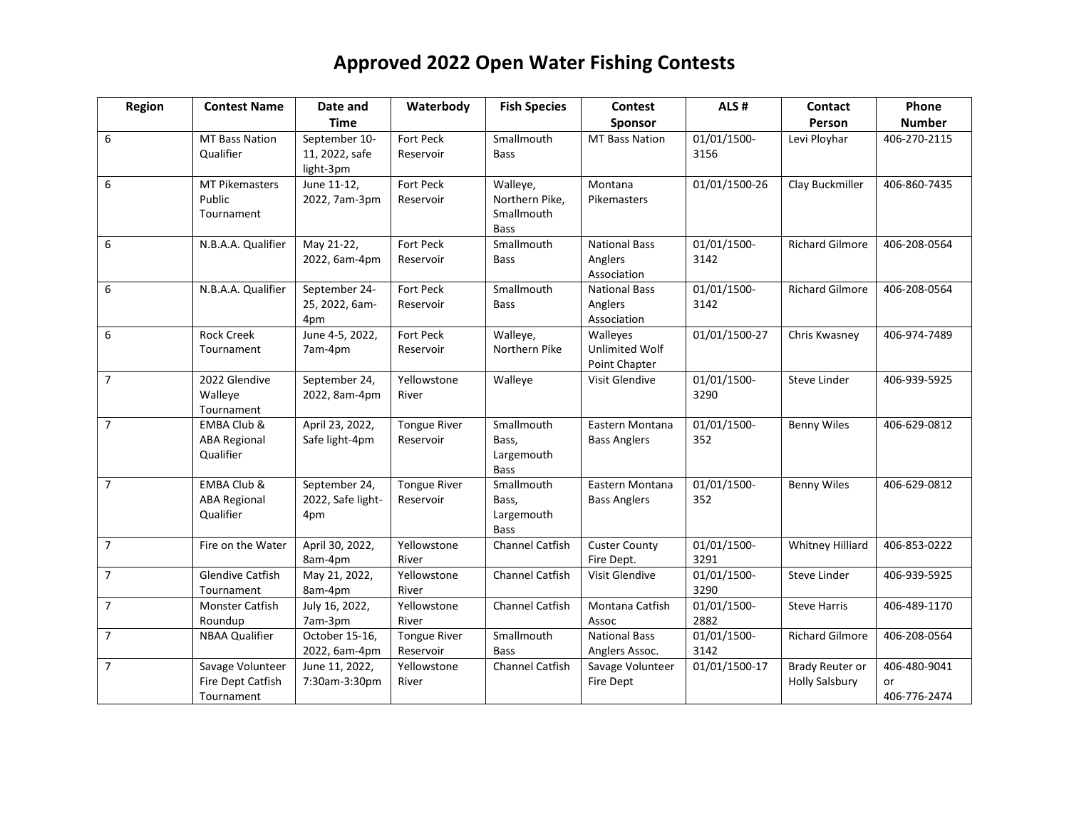# Approved 2022 Open Water Fishing Contests

| Region | Contest Name | Date and Time | Waterbody | Fish Species | Contest Sponsor | ALS # | Contact Person | Phone Number |
|---|---|---|---|---|---|---|---|---|
| 6 | MT Bass Nation Qualifier | September 10-11, 2022, safe light-3pm | Fort Peck Reservoir | Smallmouth Bass | MT Bass Nation | 01/01/1500-3156 | Levi Ployhar | 406-270-2115 |
| 6 | MT Pikemasters Public Tournament | June 11-12, 2022, 7am-3pm | Fort Peck Reservoir | Walleye, Northern Pike, Smallmouth Bass | Montana Pikemasters | 01/01/1500-26 | Clay Buckmiller | 406-860-7435 |
| 6 | N.B.A.A. Qualifier | May 21-22, 2022, 6am-4pm | Fort Peck Reservoir | Smallmouth Bass | National Bass Anglers Association | 01/01/1500-3142 | Richard Gilmore | 406-208-0564 |
| 6 | N.B.A.A. Qualifier | September 24-25, 2022, 6am-4pm | Fort Peck Reservoir | Smallmouth Bass | National Bass Anglers Association | 01/01/1500-3142 | Richard Gilmore | 406-208-0564 |
| 6 | Rock Creek Tournament | June 4-5, 2022, 7am-4pm | Fort Peck Reservoir | Walleye, Northern Pike | Walleyes Unlimited Wolf Point Chapter | 01/01/1500-27 | Chris Kwasney | 406-974-7489 |
| 7 | 2022 Glendive Walleye Tournament | September 24, 2022, 8am-4pm | Yellowstone River | Walleye | Visit Glendive | 01/01/1500-3290 | Steve Linder | 406-939-5925 |
| 7 | EMBA Club & ABA Regional Qualifier | April 23, 2022, Safe light-4pm | Tongue River Reservoir | Smallmouth Bass, Largemouth Bass | Eastern Montana Bass Anglers | 01/01/1500-352 | Benny Wiles | 406-629-0812 |
| 7 | EMBA Club & ABA Regional Qualifier | September 24, 2022, Safe light-4pm | Tongue River Reservoir | Smallmouth Bass, Largemouth Bass | Eastern Montana Bass Anglers | 01/01/1500-352 | Benny Wiles | 406-629-0812 |
| 7 | Fire on the Water | April 30, 2022, 8am-4pm | Yellowstone River | Channel Catfish | Custer County Fire Dept. | 01/01/1500-3291 | Whitney Hilliard | 406-853-0222 |
| 7 | Glendive Catfish Tournament | May 21, 2022, 8am-4pm | Yellowstone River | Channel Catfish | Visit Glendive | 01/01/1500-3290 | Steve Linder | 406-939-5925 |
| 7 | Monster Catfish Roundup | July 16, 2022, 7am-3pm | Yellowstone River | Channel Catfish | Montana Catfish Assoc | 01/01/1500-2882 | Steve Harris | 406-489-1170 |
| 7 | NBAA Qualifier | October 15-16, 2022, 6am-4pm | Tongue River Reservoir | Smallmouth Bass | National Bass Anglers Assoc. | 01/01/1500-3142 | Richard Gilmore | 406-208-0564 |
| 7 | Savage Volunteer Fire Dept Catfish Tournament | June 11, 2022, 7:30am-3:30pm | Yellowstone River | Channel Catfish | Savage Volunteer Fire Dept | 01/01/1500-17 | Brady Reuter or Holly Salsbury | 406-480-9041 or 406-776-2474 |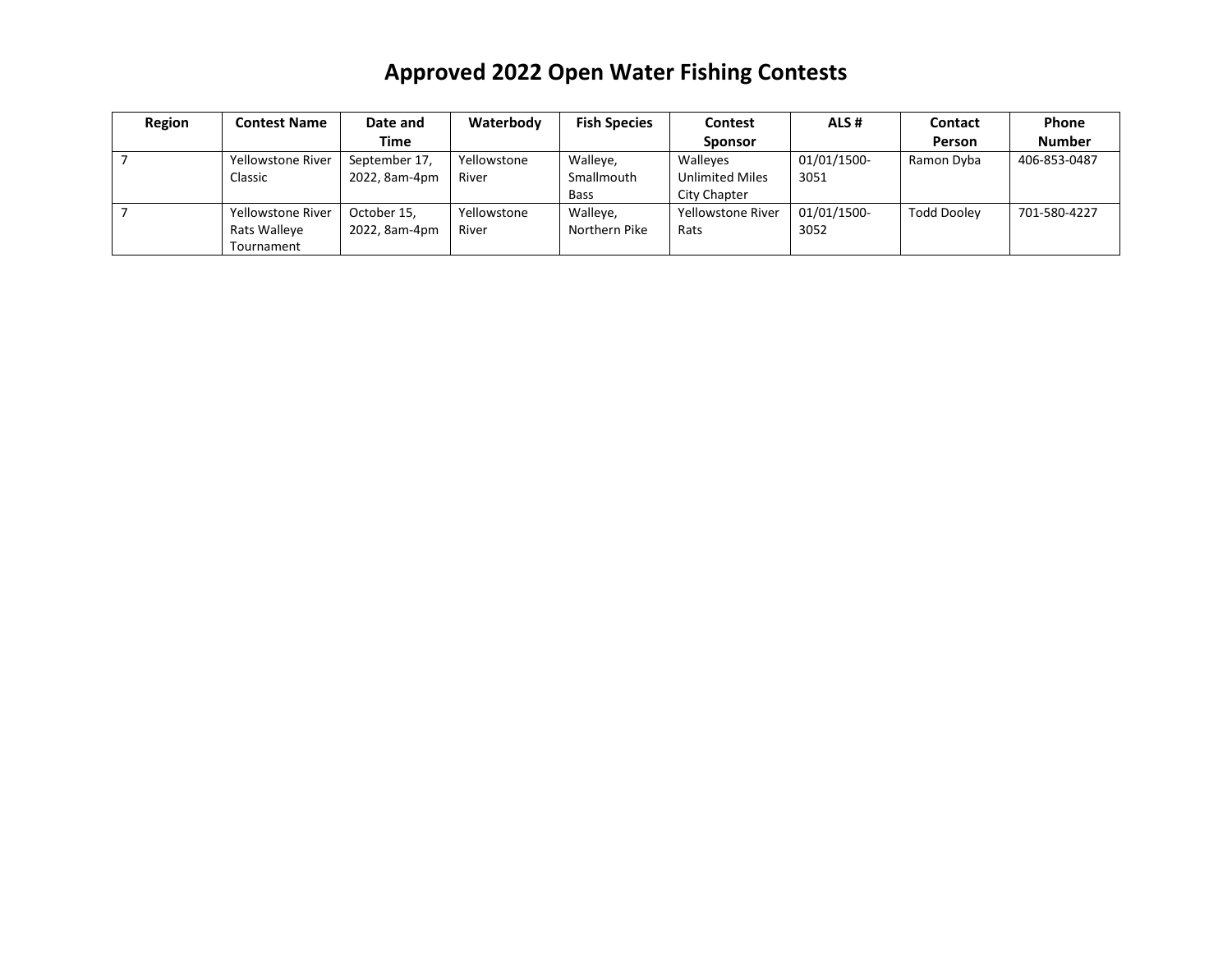# Approved 2022 Open Water Fishing Contests

| Region | Contest Name | Date and Time | Waterbody | Fish Species | Contest Sponsor | ALS # | Contact Person | Phone Number |
|---|---|---|---|---|---|---|---|---|
| 7 | Yellowstone River Classic | September 17, 2022, 8am-4pm | Yellowstone River | Walleye, Smallmouth Bass | Walleyes Unlimited Miles City Chapter | 01/01/1500-3051 | Ramon Dyba | 406-853-0487 |
| 7 | Yellowstone River Rats Walleye Tournament | October 15, 2022, 8am-4pm | Yellowstone River | Walleye, Northern Pike | Yellowstone River Rats | 01/01/1500-3052 | Todd Dooley | 701-580-4227 |